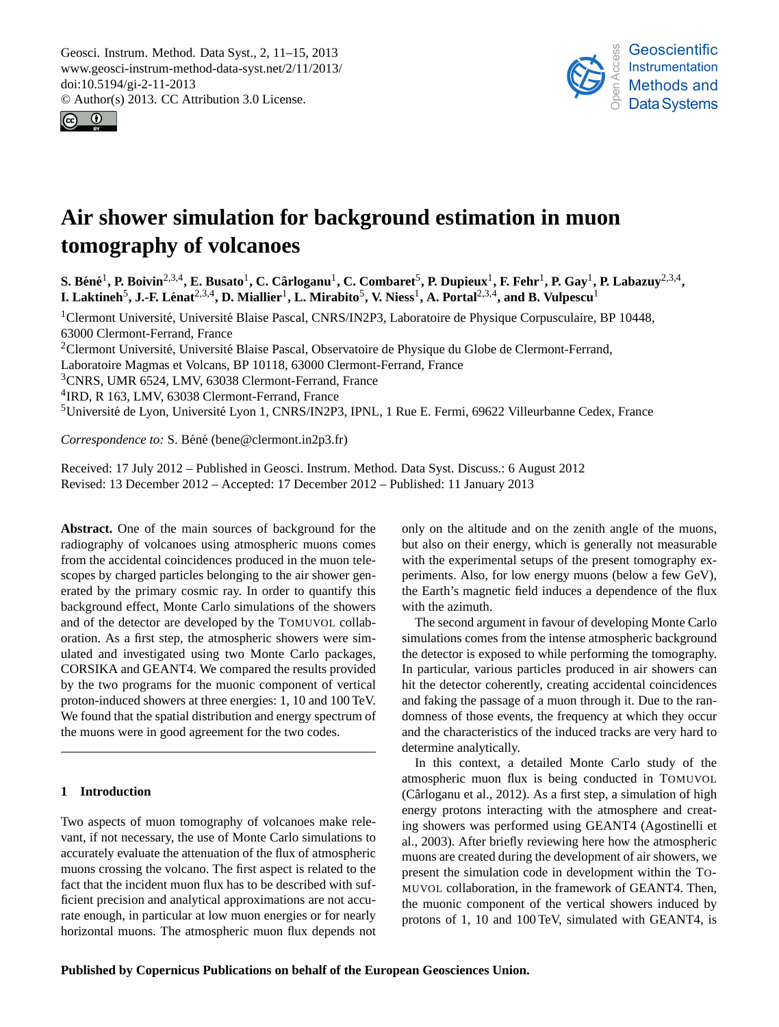# Air shower simulation for background estimation in muon tomography of volcanoes

**S. Béné[1], P. Boivin[2,3,4], E. Busato[1], C. Cârloganu[1], C. Combaret[5], P. Dupieux[1], F. Fehr[1], P. Gay[1], P. Labazuy[2,3,4], I. Laktineh[5], J.-F. Lénat[2,3,4], D. Miallier[1], L. Mirabito[5], V. Niess[1], A. Portal[2,3,4], and B. Vulpescu[1]**

[1]Clermont Université, Université Blaise Pascal, CNRS/IN2P3, Laboratoire de Physique Corpusculaire, BP 10448, 63000 Clermont-Ferrand, France

[2]Clermont Université, Université Blaise Pascal, Observatoire de Physique du Globe de Clermont-Ferrand, Laboratoire Magmas et Volcans, BP 10118, 63000 Clermont-Ferrand, France

[3]CNRS, UMR 6524, LMV, 63038 Clermont-Ferrand, France

[4]IRD, R 163, LMV, 63038 Clermont-Ferrand, France

[5]Université de Lyon, Université Lyon 1, CNRS/IN2P3, IPNL, 1 Rue E. Fermi, 69622 Villeurbanne Cedex, France

*Correspondence to:* S. Béné (bene@clermont.in2p3.fr)

Received: 17 July 2012 – Published in Geosci. Instrum. Method. Data Syst. Discuss.: 6 August 2012
Revised: 13 December 2012 – Accepted: 17 December 2012 – Published: 11 January 2013

**Abstract.** One of the main sources of background for the radiography of volcanoes using atmospheric muons comes from the accidental coincidences produced in the muon telescopes by charged particles belonging to the air shower generated by the primary cosmic ray. In order to quantify this background effect, Monte Carlo simulations of the showers and of the detector are developed by the TOMUVOL collaboration. As a first step, the atmospheric showers were simulated and investigated using two Monte Carlo packages, CORSIKA and GEANT4. We compared the results provided by the two programs for the muonic component of vertical proton-induced showers at three energies: 1, 10 and 100 TeV. We found that the spatial distribution and energy spectrum of the muons were in good agreement for the two codes.

## 1 Introduction

Two aspects of muon tomography of volcanoes make relevant, if not necessary, the use of Monte Carlo simulations to accurately evaluate the attenuation of the flux of atmospheric muons crossing the volcano. The first aspect is related to the fact that the incident muon flux has to be described with sufficient precision and analytical approximations are not accurate enough, in particular at low muon energies or for nearly horizontal muons. The atmospheric muon flux depends not only on the altitude and on the zenith angle of the muons, but also on their energy, which is generally not measurable with the experimental setups of the present tomography experiments. Also, for low energy muons (below a few GeV), the Earth's magnetic field induces a dependence of the flux with the azimuth.

The second argument in favour of developing Monte Carlo simulations comes from the intense atmospheric background the detector is exposed to while performing the tomography. In particular, various particles produced in air showers can hit the detector coherently, creating accidental coincidences and faking the passage of a muon through it. Due to the randomness of those events, the frequency at which they occur and the characteristics of the induced tracks are very hard to determine analytically.

In this context, a detailed Monte Carlo study of the atmospheric muon flux is being conducted in TOMUVOL (Cârloganu et al., 2012). As a first step, a simulation of high energy protons interacting with the atmosphere and creating showers was performed using GEANT4 (Agostinelli et al., 2003). After briefly reviewing here how the atmospheric muons are created during the development of air showers, we present the simulation code in development within the TOMUVOL collaboration, in the framework of GEANT4. Then, the muonic component of the vertical showers induced by protons of 1, 10 and 100 TeV, simulated with GEANT4, is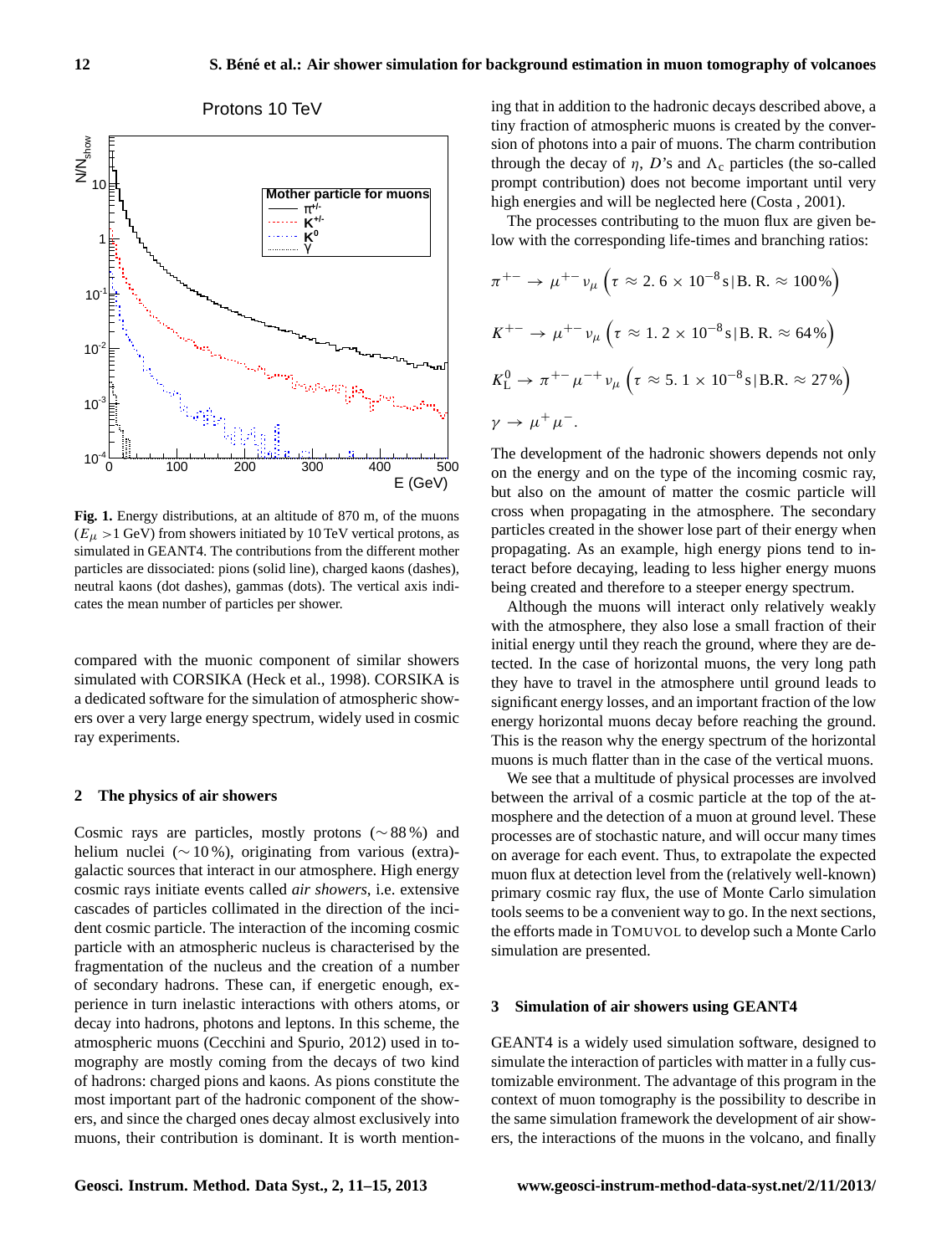Protons 10 TeV

N/N$_{show}$

10

1

$10^{-1}$

$10^{-2}$

$10^{-3}$

$10^{-4}$

0

100

200

300

400

500

E (GeV)

Mother particle for muons

$\pi^{+/-}$

$K^{+/-}$

$K^0$

$\gamma$

**Fig. 1.** Energy distributions, at an altitude of 870 m, of the muons ($E_\mu > 1$ GeV) from showers initiated by 10 TeV vertical protons, as simulated in GEANT4. The contributions from the different mother particles are dissociated: pions (solid line), charged kaons (dashes), neutral kaons (dot dashes), gammas (dots). The vertical axis indicates the mean number of particles per shower.

compared with the muonic component of similar showers simulated with CORSIKA (Heck et al., 1998). CORSIKA is a dedicated software for the simulation of atmospheric showers over a very large energy spectrum, widely used in cosmic ray experiments.

## 2 The physics of air showers

Cosmic rays are particles, mostly protons ($\sim 88\,\%$) and helium nuclei ($\sim 10\,\%$), originating from various (extra)-galactic sources that interact in our atmosphere. High energy cosmic rays initiate events called *air showers*, i.e. extensive cascades of particles collimated in the direction of the incident cosmic particle. The interaction of the incoming cosmic particle with an atmospheric nucleus is characterised by the fragmentation of the nucleus and the creation of a number of secondary hadrons. These can, if energetic enough, experience in turn inelastic interactions with others atoms, or decay into hadrons, photons and leptons. In this scheme, the atmospheric muons (Cecchini and Spurio, 2012) used in tomography are mostly coming from the decays of two kind of hadrons: charged pions and kaons. As pions constitute the most important part of the hadronic component of the showers, and since the charged ones decay almost exclusively into muons, their contribution is dominant. It is worth mentioning that in addition to the hadronic decays described above, a tiny fraction of atmospheric muons is created by the conversion of photons into a pair of muons. The charm contribution through the decay of $\eta$, $D$'s and $\Lambda_c$ particles (the so-called prompt contribution) does not become important until very high energies and will be neglected here (Costa , 2001).

The processes contributing to the muon flux are given below with the corresponding life-times and branching ratios:

$$\pi^{+-} \rightarrow \mu^{+-}\nu_\mu \left(\tau \approx 2.6 \times 10^{-8}\,\mathrm{s}\,|\,\mathrm{B.\,R.} \approx 100\,\%\right)$$

$$K^{+-} \rightarrow \mu^{+-}\nu_\mu \left(\tau \approx 1.2 \times 10^{-8}\,\mathrm{s}\,|\,\mathrm{B.\,R.} \approx 64\,\%\right)$$

$$K^0_\mathrm{L} \rightarrow \pi^{+-}\mu^{-+}\nu_\mu \left(\tau \approx 5.1 \times 10^{-8}\,\mathrm{s}\,|\,\mathrm{B.R.} \approx 27\,\%\right)$$

$$\gamma \rightarrow \mu^+\mu^-.$$

The development of the hadronic showers depends not only on the energy and on the type of the incoming cosmic ray, but also on the amount of matter the cosmic particle will cross when propagating in the atmosphere. The secondary particles created in the shower lose part of their energy when propagating. As an example, high energy pions tend to interact before decaying, leading to less higher energy muons being created and therefore to a steeper energy spectrum.

Although the muons will interact only relatively weakly with the atmosphere, they also lose a small fraction of their initial energy until they reach the ground, where they are detected. In the case of horizontal muons, the very long path they have to travel in the atmosphere until ground leads to significant energy losses, and an important fraction of the low energy horizontal muons decay before reaching the ground. This is the reason why the energy spectrum of the horizontal muons is much flatter than in the case of the vertical muons.

We see that a multitude of physical processes are involved between the arrival of a cosmic particle at the top of the atmosphere and the detection of a muon at ground level. These processes are of stochastic nature, and will occur many times on average for each event. Thus, to extrapolate the expected muon flux at detection level from the (relatively well-known) primary cosmic ray flux, the use of Monte Carlo simulation tools seems to be a convenient way to go. In the next sections, the efforts made in TOMUVOL to develop such a Monte Carlo simulation are presented.

## 3 Simulation of air showers using GEANT4

GEANT4 is a widely used simulation software, designed to simulate the interaction of particles with matter in a fully customizable environment. The advantage of this program in the context of muon tomography is the possibility to describe in the same simulation framework the development of air showers, the interactions of the muons in the volcano, and finally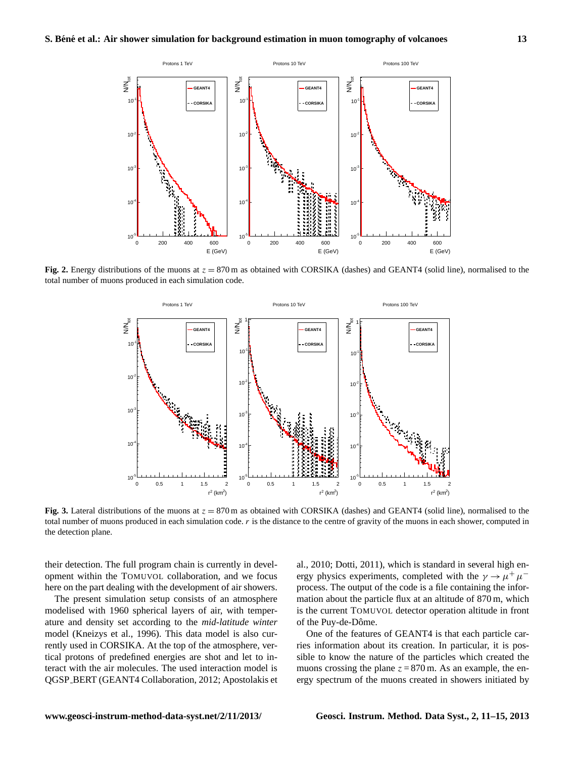**Fig. 2.** Energy distributions of the muons at $z = 870$ m as obtained with CORSIKA (dashes) and GEANT4 (solid line), normalised to the total number of muons produced in each simulation code.

**Fig. 3.** Lateral distributions of the muons at $z = 870$ m as obtained with CORSIKA (dashes) and GEANT4 (solid line), normalised to the total number of muons produced in each simulation code. $r$ is the distance to the centre of gravity of the muons in each shower, computed in the detection plane.

their detection. The full program chain is currently in development within the TOMUVOL collaboration, and we focus here on the part dealing with the development of air showers.

The present simulation setup consists of an atmosphere modelised with 1960 spherical layers of air, with temperature and density set according to the *mid-latitude winter* model (Kneizys et al., 1996). This data model is also currently used in CORSIKA. At the top of the atmosphere, vertical protons of predefined energies are shot and let to interact with the air molecules. The used interaction model is QGSP_BERT (GEANT4 Collaboration, 2012; Apostolakis et al., 2010; Dotti, 2011), which is standard in several high energy physics experiments, completed with the $\gamma \rightarrow \mu^+\mu^-$ process. The output of the code is a file containing the information about the particle flux at an altitude of 870 m, which is the current TOMUVOL detector operation altitude in front of the Puy-de-Dôme.

One of the features of GEANT4 is that each particle carries information about its creation. In particular, it is possible to know the nature of the particles which created the muons crossing the plane $z = 870$ m. As an example, the energy spectrum of the muons created in showers initiated by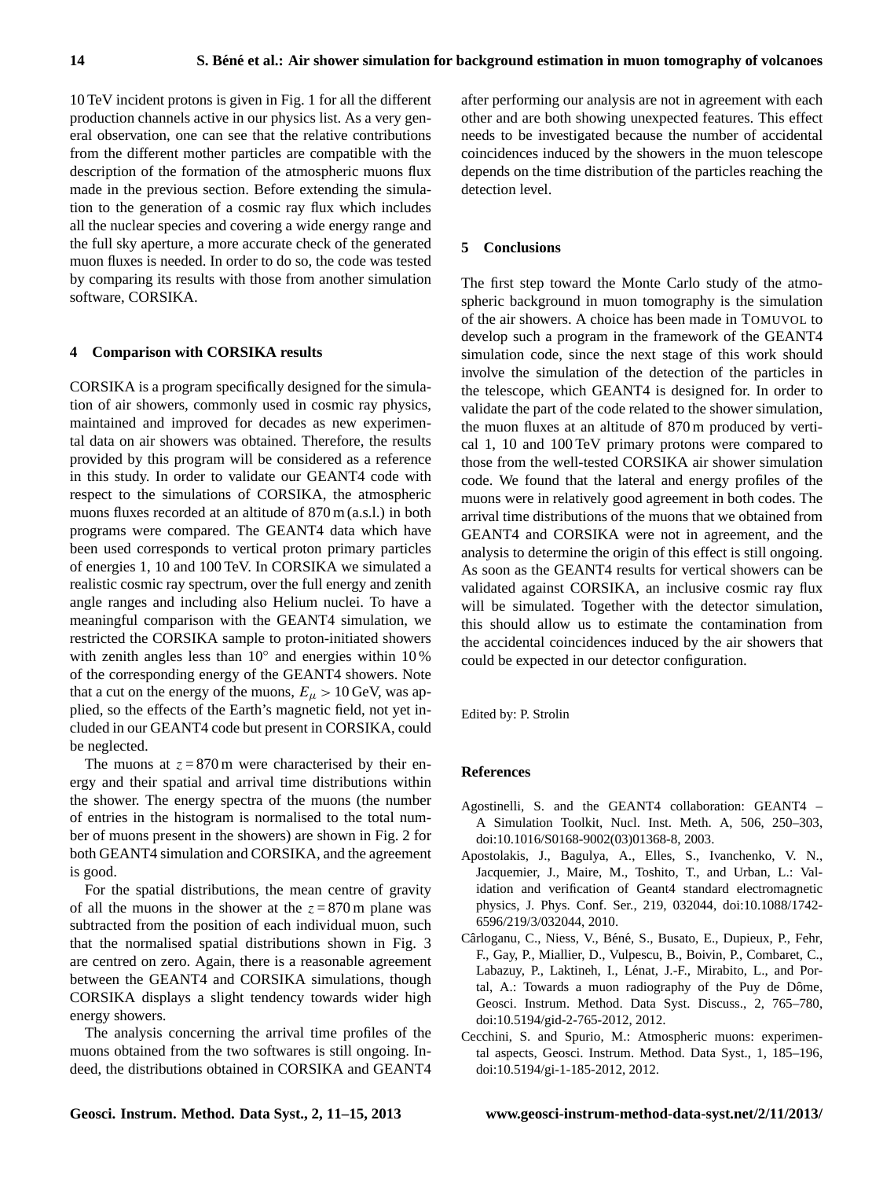10 TeV incident protons is given in Fig. 1 for all the different production channels active in our physics list. As a very general observation, one can see that the relative contributions from the different mother particles are compatible with the description of the formation of the atmospheric muons flux made in the previous section. Before extending the simulation to the generation of a cosmic ray flux which includes all the nuclear species and covering a wide energy range and the full sky aperture, a more accurate check of the generated muon fluxes is needed. In order to do so, the code was tested by comparing its results with those from another simulation software, CORSIKA.

## 4 Comparison with CORSIKA results

CORSIKA is a program specifically designed for the simulation of air showers, commonly used in cosmic ray physics, maintained and improved for decades as new experimental data on air showers was obtained. Therefore, the results provided by this program will be considered as a reference in this study. In order to validate our GEANT4 code with respect to the simulations of CORSIKA, the atmospheric muons fluxes recorded at an altitude of 870 m (a.s.l.) in both programs were compared. The GEANT4 data which have been used corresponds to vertical proton primary particles of energies 1, 10 and 100 TeV. In CORSIKA we simulated a realistic cosmic ray spectrum, over the full energy and zenith angle ranges and including also Helium nuclei. To have a meaningful comparison with the GEANT4 simulation, we restricted the CORSIKA sample to proton-initiated showers with zenith angles less than $10^\circ$ and energies within 10 % of the corresponding energy of the GEANT4 showers. Note that a cut on the energy of the muons, $E_\mu > 10$ GeV, was applied, so the effects of the Earth's magnetic field, not yet included in our GEANT4 code but present in CORSIKA, could be neglected.

The muons at $z = 870$ m were characterised by their energy and their spatial and arrival time distributions within the shower. The energy spectra of the muons (the number of entries in the histogram is normalised to the total number of muons present in the showers) are shown in Fig. 2 for both GEANT4 simulation and CORSIKA, and the agreement is good.

For the spatial distributions, the mean centre of gravity of all the muons in the shower at the $z = 870$ m plane was subtracted from the position of each individual muon, such that the normalised spatial distributions shown in Fig. 3 are centred on zero. Again, there is a reasonable agreement between the GEANT4 and CORSIKA simulations, though CORSIKA displays a slight tendency towards wider high energy showers.

The analysis concerning the arrival time profiles of the muons obtained from the two softwares is still ongoing. Indeed, the distributions obtained in CORSIKA and GEANT4 after performing our analysis are not in agreement with each other and are both showing unexpected features. This effect needs to be investigated because the number of accidental coincidences induced by the showers in the muon telescope depends on the time distribution of the particles reaching the detection level.

## 5 Conclusions

The first step toward the Monte Carlo study of the atmospheric background in muon tomography is the simulation of the air showers. A choice has been made in TOMUVOL to develop such a program in the framework of the GEANT4 simulation code, since the next stage of this work should involve the simulation of the detection of the particles in the telescope, which GEANT4 is designed for. In order to validate the part of the code related to the shower simulation, the muon fluxes at an altitude of 870 m produced by vertical 1, 10 and 100 TeV primary protons were compared to those from the well-tested CORSIKA air shower simulation code. We found that the lateral and energy profiles of the muons were in relatively good agreement in both codes. The arrival time distributions of the muons that we obtained from GEANT4 and CORSIKA were not in agreement, and the analysis to determine the origin of this effect is still ongoing. As soon as the GEANT4 results for vertical showers can be validated against CORSIKA, an inclusive cosmic ray flux will be simulated. Together with the detector simulation, this should allow us to estimate the contamination from the accidental coincidences induced by the air showers that could be expected in our detector configuration.

Edited by: P. Strolin

## References

Agostinelli, S. and the GEANT4 collaboration: GEANT4 – A Simulation Toolkit, Nucl. Inst. Meth. A, 506, 250–303, doi:10.1016/S0168-9002(03)01368-8, 2003.

Apostolakis, J., Bagulya, A., Elles, S., Ivanchenko, V. N., Jacquemier, J., Maire, M., Toshito, T., and Urban, L.: Validation and verification of Geant4 standard electromagnetic physics, J. Phys. Conf. Ser., 219, 032044, doi:10.1088/1742-6596/219/3/032044, 2010.

Cârloganu, C., Niess, V., Béné, S., Busato, E., Dupieux, P., Fehr, F., Gay, P., Miallier, D., Vulpescu, B., Boivin, P., Combaret, C., Labazuy, P., Laktineh, I., Lénat, J.-F., Mirabito, L., and Portal, A.: Towards a muon radiography of the Puy de Dôme, Geosci. Instrum. Method. Data Syst. Discuss., 2, 765–780, doi:10.5194/gid-2-765-2012, 2012.

Cecchini, S. and Spurio, M.: Atmospheric muons: experimental aspects, Geosci. Instrum. Method. Data Syst., 1, 185–196, doi:10.5194/gi-1-185-2012, 2012.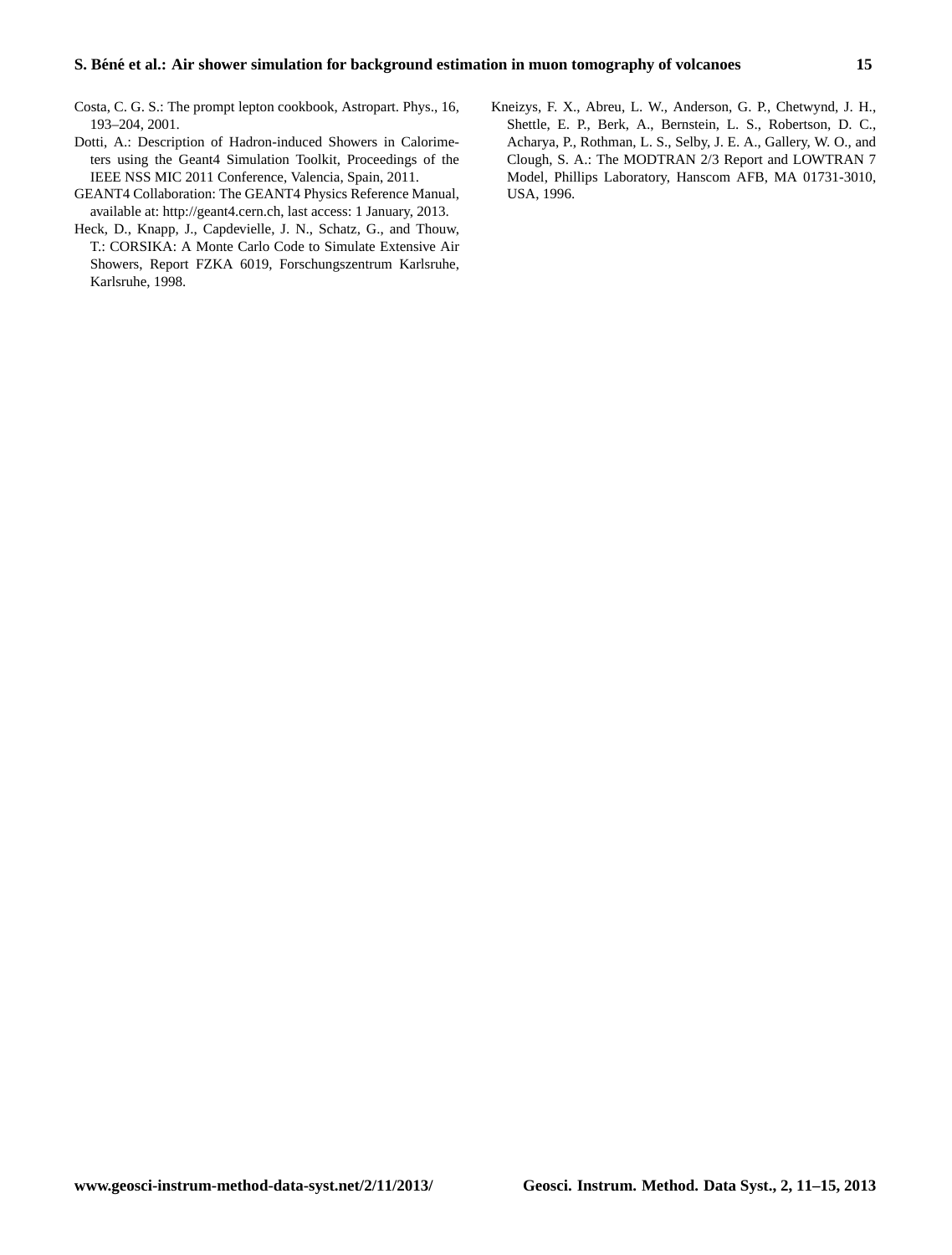Costa, C. G. S.: The prompt lepton cookbook, Astropart. Phys., 16, 193–204, 2001.

Dotti, A.: Description of Hadron-induced Showers in Calorimeters using the Geant4 Simulation Toolkit, Proceedings of the IEEE NSS MIC 2011 Conference, Valencia, Spain, 2011.

GEANT4 Collaboration: The GEANT4 Physics Reference Manual, available at: http://geant4.cern.ch, last access: 1 January, 2013.

Heck, D., Knapp, J., Capdevielle, J. N., Schatz, G., and Thouw, T.: CORSIKA: A Monte Carlo Code to Simulate Extensive Air Showers, Report FZKA 6019, Forschungszentrum Karlsruhe, Karlsruhe, 1998.

Kneizys, F. X., Abreu, L. W., Anderson, G. P., Chetwynd, J. H., Shettle, E. P., Berk, A., Bernstein, L. S., Robertson, D. C., Acharya, P., Rothman, L. S., Selby, J. E. A., Gallery, W. O., and Clough, S. A.: The MODTRAN 2/3 Report and LOWTRAN 7 Model, Phillips Laboratory, Hanscom AFB, MA 01731-3010, USA, 1996.